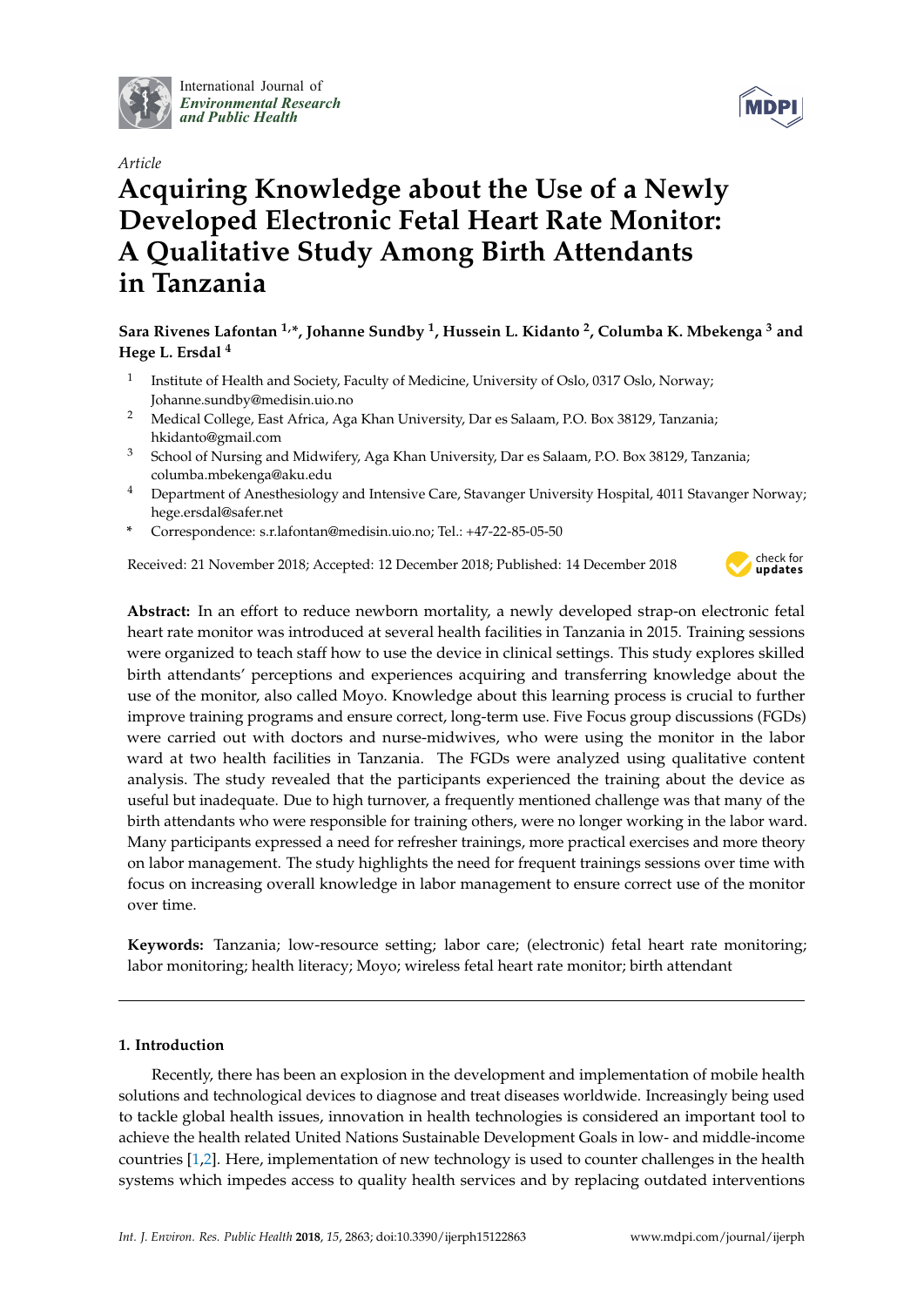Article

# Acquiring Knowledge about the Use of a Newly Developed Electronic Fetal Heart Rate Monitor: A Qualitative Study Among Birth Attendants in Tanzania

**Sara Rivenes Lafontan [1,*], Johanne Sundby [1], Hussein L. Kidanto [2], Columba K. Mbekenga [3] and Hege L. Ersdal [4]**

[1] Institute of Health and Society, Faculty of Medicine, University of Oslo, 0317 Oslo, Norway; Johanne.sundby@medisin.uio.no

[2] Medical College, East Africa, Aga Khan University, Dar es Salaam, P.O. Box 38129, Tanzania; hkidanto@gmail.com

[3] School of Nursing and Midwifery, Aga Khan University, Dar es Salaam, P.O. Box 38129, Tanzania; columba.mbekenga@aku.edu

[4] Department of Anesthesiology and Intensive Care, Stavanger University Hospital, 4011 Stavanger Norway; hege.ersdal@safer.net

\* Correspondence: s.r.lafontan@medisin.uio.no; Tel.: +47-22-85-05-50

Received: 21 November 2018; Accepted: 12 December 2018; Published: 14 December 2018

**Abstract:** In an effort to reduce newborn mortality, a newly developed strap-on electronic fetal heart rate monitor was introduced at several health facilities in Tanzania in 2015. Training sessions were organized to teach staff how to use the device in clinical settings. This study explores skilled birth attendants' perceptions and experiences acquiring and transferring knowledge about the use of the monitor, also called Moyo. Knowledge about this learning process is crucial to further improve training programs and ensure correct, long-term use. Five Focus group discussions (FGDs) were carried out with doctors and nurse-midwives, who were using the monitor in the labor ward at two health facilities in Tanzania. The FGDs were analyzed using qualitative content analysis. The study revealed that the participants experienced the training about the device as useful but inadequate. Due to high turnover, a frequently mentioned challenge was that many of the birth attendants who were responsible for training others, were no longer working in the labor ward. Many participants expressed a need for refresher trainings, more practical exercises and more theory on labor management. The study highlights the need for frequent trainings sessions over time with focus on increasing overall knowledge in labor management to ensure correct use of the monitor over time.

**Keywords:** Tanzania; low-resource setting; labor care; (electronic) fetal heart rate monitoring; labor monitoring; health literacy; Moyo; wireless fetal heart rate monitor; birth attendant

## 1. Introduction

Recently, there has been an explosion in the development and implementation of mobile health solutions and technological devices to diagnose and treat diseases worldwide. Increasingly being used to tackle global health issues, innovation in health technologies is considered an important tool to achieve the health related United Nations Sustainable Development Goals in low- and middle-income countries [1,2]. Here, implementation of new technology is used to counter challenges in the health systems which impedes access to quality health services and by replacing outdated interventions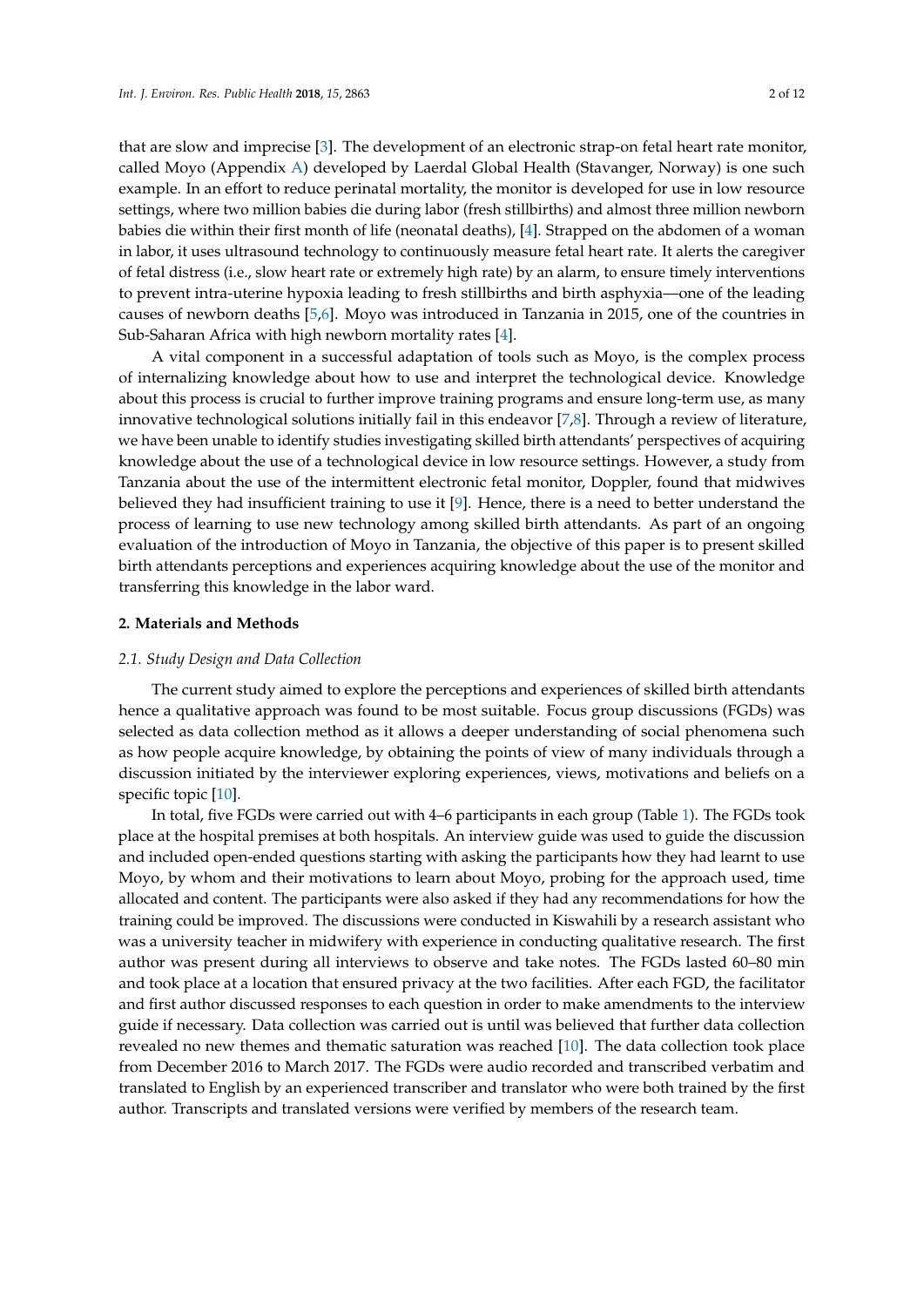that are slow and imprecise [3]. The development of an electronic strap-on fetal heart rate monitor, called Moyo (Appendix A) developed by Laerdal Global Health (Stavanger, Norway) is one such example. In an effort to reduce perinatal mortality, the monitor is developed for use in low resource settings, where two million babies die during labor (fresh stillbirths) and almost three million newborn babies die within their first month of life (neonatal deaths), [4]. Strapped on the abdomen of a woman in labor, it uses ultrasound technology to continuously measure fetal heart rate. It alerts the caregiver of fetal distress (i.e., slow heart rate or extremely high rate) by an alarm, to ensure timely interventions to prevent intra-uterine hypoxia leading to fresh stillbirths and birth asphyxia—one of the leading causes of newborn deaths [5,6]. Moyo was introduced in Tanzania in 2015, one of the countries in Sub-Saharan Africa with high newborn mortality rates [4].

A vital component in a successful adaptation of tools such as Moyo, is the complex process of internalizing knowledge about how to use and interpret the technological device. Knowledge about this process is crucial to further improve training programs and ensure long-term use, as many innovative technological solutions initially fail in this endeavor [7,8]. Through a review of literature, we have been unable to identify studies investigating skilled birth attendants' perspectives of acquiring knowledge about the use of a technological device in low resource settings. However, a study from Tanzania about the use of the intermittent electronic fetal monitor, Doppler, found that midwives believed they had insufficient training to use it [9]. Hence, there is a need to better understand the process of learning to use new technology among skilled birth attendants. As part of an ongoing evaluation of the introduction of Moyo in Tanzania, the objective of this paper is to present skilled birth attendants perceptions and experiences acquiring knowledge about the use of the monitor and transferring this knowledge in the labor ward.

## 2. Materials and Methods

### 2.1. Study Design and Data Collection

The current study aimed to explore the perceptions and experiences of skilled birth attendants hence a qualitative approach was found to be most suitable. Focus group discussions (FGDs) was selected as data collection method as it allows a deeper understanding of social phenomena such as how people acquire knowledge, by obtaining the points of view of many individuals through a discussion initiated by the interviewer exploring experiences, views, motivations and beliefs on a specific topic [10].

In total, five FGDs were carried out with 4–6 participants in each group (Table 1). The FGDs took place at the hospital premises at both hospitals. An interview guide was used to guide the discussion and included open-ended questions starting with asking the participants how they had learnt to use Moyo, by whom and their motivations to learn about Moyo, probing for the approach used, time allocated and content. The participants were also asked if they had any recommendations for how the training could be improved. The discussions were conducted in Kiswahili by a research assistant who was a university teacher in midwifery with experience in conducting qualitative research. The first author was present during all interviews to observe and take notes. The FGDs lasted 60–80 min and took place at a location that ensured privacy at the two facilities. After each FGD, the facilitator and first author discussed responses to each question in order to make amendments to the interview guide if necessary. Data collection was carried out is until was believed that further data collection revealed no new themes and thematic saturation was reached [10]. The data collection took place from December 2016 to March 2017. The FGDs were audio recorded and transcribed verbatim and translated to English by an experienced transcriber and translator who were both trained by the first author. Transcripts and translated versions were verified by members of the research team.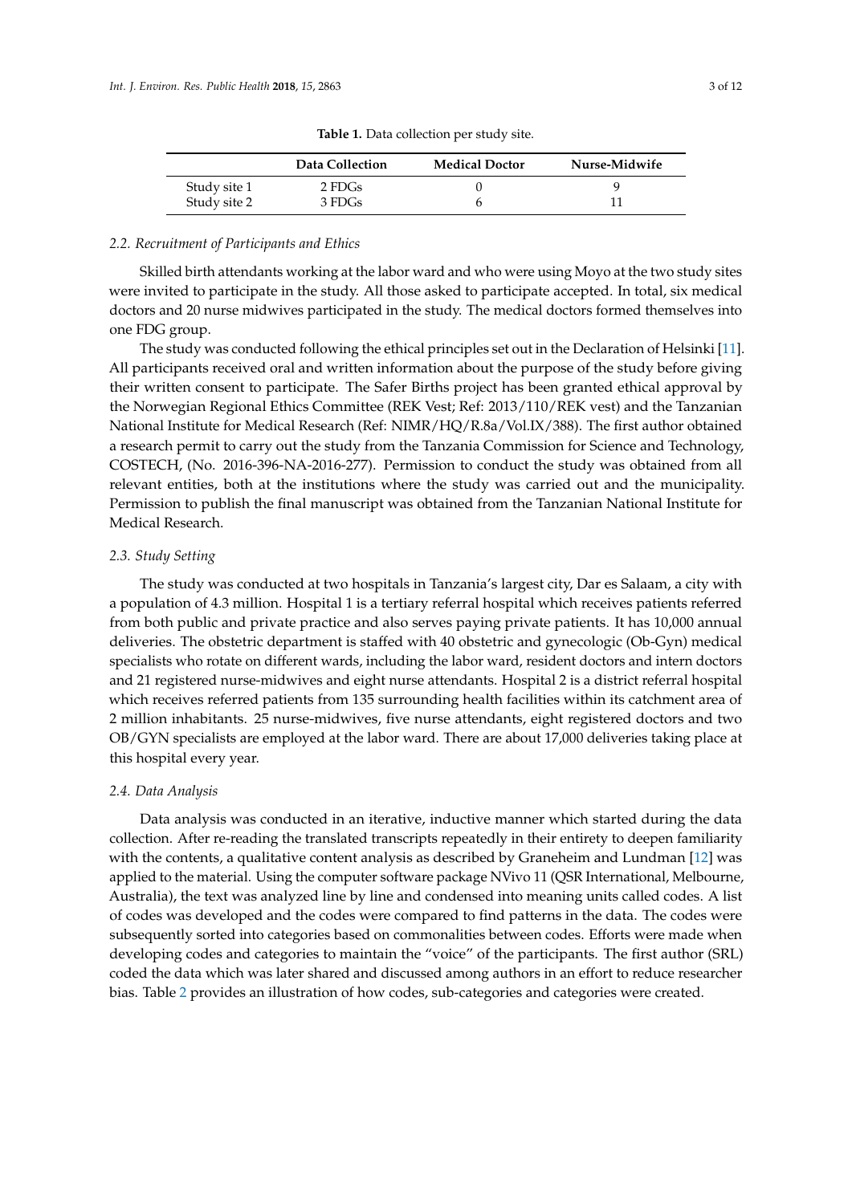**Table 1.** Data collection per study site.

| | Data Collection | Medical Doctor | Nurse-Midwife |
|---|---|---|---|
| Study site 1 | 2 FDGs | 0 | 9 |
| Study site 2 | 3 FDGs | 6 | 11 |

### 2.2. Recruitment of Participants and Ethics

Skilled birth attendants working at the labor ward and who were using Moyo at the two study sites were invited to participate in the study. All those asked to participate accepted. In total, six medical doctors and 20 nurse midwives participated in the study. The medical doctors formed themselves into one FDG group.

The study was conducted following the ethical principles set out in the Declaration of Helsinki [11]. All participants received oral and written information about the purpose of the study before giving their written consent to participate. The Safer Births project has been granted ethical approval by the Norwegian Regional Ethics Committee (REK Vest; Ref: 2013/110/REK vest) and the Tanzanian National Institute for Medical Research (Ref: NIMR/HQ/R.8a/Vol.IX/388). The first author obtained a research permit to carry out the study from the Tanzania Commission for Science and Technology, COSTECH, (No. 2016-396-NA-2016-277). Permission to conduct the study was obtained from all relevant entities, both at the institutions where the study was carried out and the municipality. Permission to publish the final manuscript was obtained from the Tanzanian National Institute for Medical Research.

### 2.3. Study Setting

The study was conducted at two hospitals in Tanzania's largest city, Dar es Salaam, a city with a population of 4.3 million. Hospital 1 is a tertiary referral hospital which receives patients referred from both public and private practice and also serves paying private patients. It has 10,000 annual deliveries. The obstetric department is staffed with 40 obstetric and gynecologic (Ob-Gyn) medical specialists who rotate on different wards, including the labor ward, resident doctors and intern doctors and 21 registered nurse-midwives and eight nurse attendants. Hospital 2 is a district referral hospital which receives referred patients from 135 surrounding health facilities within its catchment area of 2 million inhabitants. 25 nurse-midwives, five nurse attendants, eight registered doctors and two OB/GYN specialists are employed at the labor ward. There are about 17,000 deliveries taking place at this hospital every year.

### 2.4. Data Analysis

Data analysis was conducted in an iterative, inductive manner which started during the data collection. After re-reading the translated transcripts repeatedly in their entirety to deepen familiarity with the contents, a qualitative content analysis as described by Graneheim and Lundman [12] was applied to the material. Using the computer software package NVivo 11 (QSR International, Melbourne, Australia), the text was analyzed line by line and condensed into meaning units called codes. A list of codes was developed and the codes were compared to find patterns in the data. The codes were subsequently sorted into categories based on commonalities between codes. Efforts were made when developing codes and categories to maintain the "voice" of the participants. The first author (SRL) coded the data which was later shared and discussed among authors in an effort to reduce researcher bias. Table 2 provides an illustration of how codes, sub-categories and categories were created.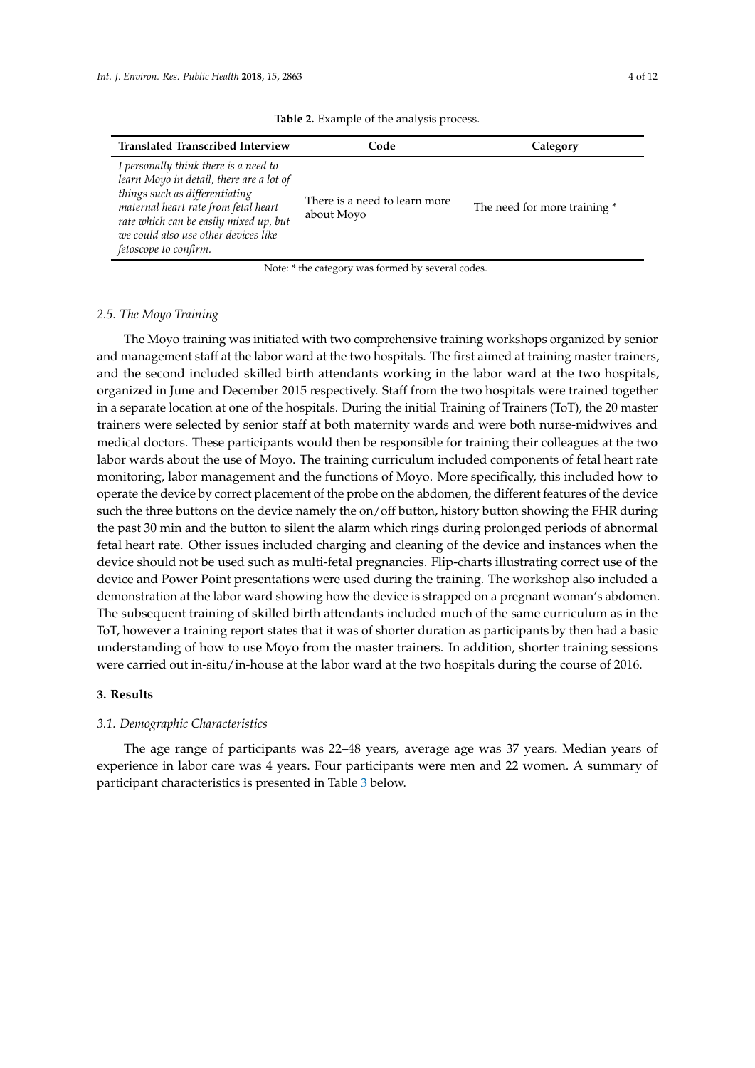**Table 2.** Example of the analysis process.

| Translated Transcribed Interview | Code | Category |
| --- | --- | --- |
| *I personally think there is a need to learn Moyo in detail, there are a lot of things such as differentiating maternal heart rate from fetal heart rate which can be easily mixed up, but we could also use other devices like fetoscope to confirm.* | There is a need to learn more about Moyo | The need for more training * |

Note: * the category was formed by several codes.

### 2.5. The Moyo Training

The Moyo training was initiated with two comprehensive training workshops organized by senior and management staff at the labor ward at the two hospitals. The first aimed at training master trainers, and the second included skilled birth attendants working in the labor ward at the two hospitals, organized in June and December 2015 respectively. Staff from the two hospitals were trained together in a separate location at one of the hospitals. During the initial Training of Trainers (ToT), the 20 master trainers were selected by senior staff at both maternity wards and were both nurse-midwives and medical doctors. These participants would then be responsible for training their colleagues at the two labor wards about the use of Moyo. The training curriculum included components of fetal heart rate monitoring, labor management and the functions of Moyo. More specifically, this included how to operate the device by correct placement of the probe on the abdomen, the different features of the device such the three buttons on the device namely the on/off button, history button showing the FHR during the past 30 min and the button to silent the alarm which rings during prolonged periods of abnormal fetal heart rate. Other issues included charging and cleaning of the device and instances when the device should not be used such as multi-fetal pregnancies. Flip-charts illustrating correct use of the device and Power Point presentations were used during the training. The workshop also included a demonstration at the labor ward showing how the device is strapped on a pregnant woman's abdomen. The subsequent training of skilled birth attendants included much of the same curriculum as in the ToT, however a training report states that it was of shorter duration as participants by then had a basic understanding of how to use Moyo from the master trainers. In addition, shorter training sessions were carried out in-situ/in-house at the labor ward at the two hospitals during the course of 2016.

## 3. Results

### 3.1. Demographic Characteristics

The age range of participants was 22–48 years, average age was 37 years. Median years of experience in labor care was 4 years. Four participants were men and 22 women. A summary of participant characteristics is presented in Table 3 below.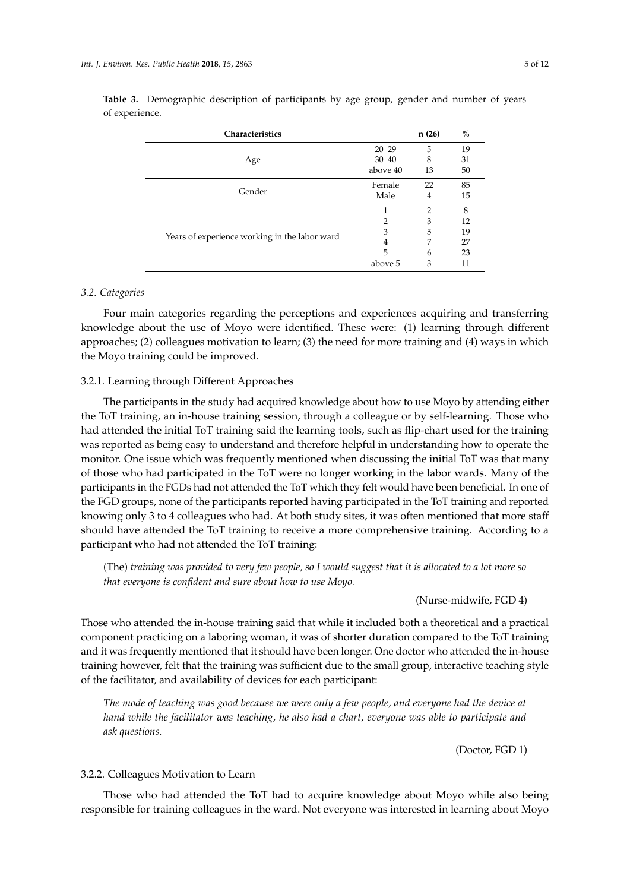**Table 3.** Demographic description of participants by age group, gender and number of years of experience.

| Characteristics | | n (26) | % |
|---|---|---|---|
| Age | 20–29 | 5 | 19 |
| | 30–40 | 8 | 31 |
| | above 40 | 13 | 50 |
| Gender | Female | 22 | 85 |
| | Male | 4 | 15 |
| Years of experience working in the labor ward | 1 | 2 | 8 |
| | 2 | 3 | 12 |
| | 3 | 5 | 19 |
| | 4 | 7 | 27 |
| | 5 | 6 | 23 |
| | above 5 | 3 | 11 |

### 3.2. Categories

Four main categories regarding the perceptions and experiences acquiring and transferring knowledge about the use of Moyo were identified. These were: (1) learning through different approaches; (2) colleagues motivation to learn; (3) the need for more training and (4) ways in which the Moyo training could be improved.

#### 3.2.1. Learning through Different Approaches

The participants in the study had acquired knowledge about how to use Moyo by attending either the ToT training, an in-house training session, through a colleague or by self-learning. Those who had attended the initial ToT training said the learning tools, such as flip-chart used for the training was reported as being easy to understand and therefore helpful in understanding how to operate the monitor. One issue which was frequently mentioned when discussing the initial ToT was that many of those who had participated in the ToT were no longer working in the labor wards. Many of the participants in the FGDs had not attended the ToT which they felt would have been beneficial. In one of the FGD groups, none of the participants reported having participated in the ToT training and reported knowing only 3 to 4 colleagues who had. At both study sites, it was often mentioned that more staff should have attended the ToT training to receive a more comprehensive training. According to a participant who had not attended the ToT training:

> (The) *training was provided to very few people, so I would suggest that it is allocated to a lot more so that everyone is confident and sure about how to use Moyo.*
>
> (Nurse-midwife, FGD 4)

Those who attended the in-house training said that while it included both a theoretical and a practical component practicing on a laboring woman, it was of shorter duration compared to the ToT training and it was frequently mentioned that it should have been longer. One doctor who attended the in-house training however, felt that the training was sufficient due to the small group, interactive teaching style of the facilitator, and availability of devices for each participant:

> *The mode of teaching was good because we were only a few people, and everyone had the device at hand while the facilitator was teaching, he also had a chart, everyone was able to participate and ask questions.*
>
> (Doctor, FGD 1)

#### 3.2.2. Colleagues Motivation to Learn

Those who had attended the ToT had to acquire knowledge about Moyo while also being responsible for training colleagues in the ward. Not everyone was interested in learning about Moyo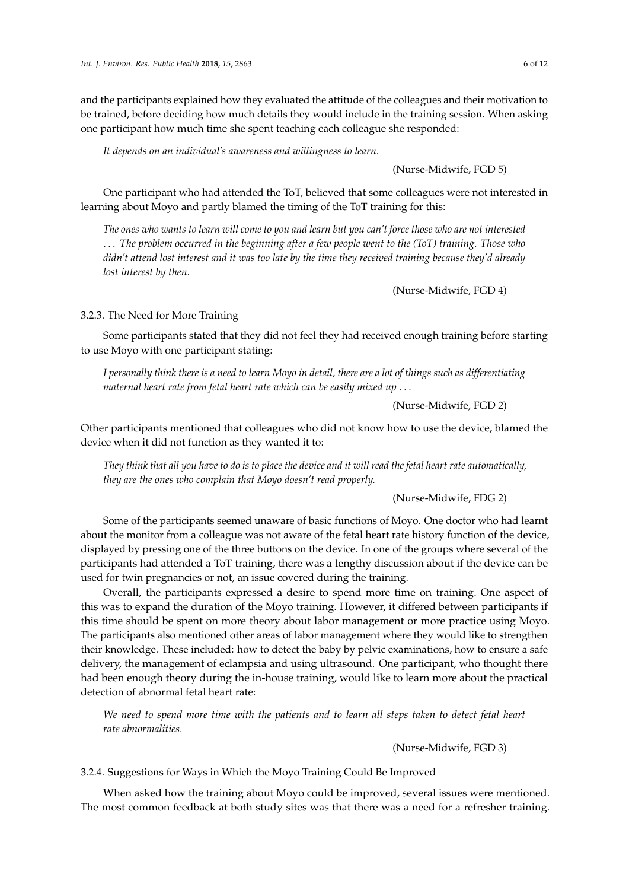and the participants explained how they evaluated the attitude of the colleagues and their motivation to be trained, before deciding how much details they would include in the training session. When asking one participant how much time she spent teaching each colleague she responded:

*It depends on an individual's awareness and willingness to learn.*

(Nurse-Midwife, FGD 5)

One participant who had attended the ToT, believed that some colleagues were not interested in learning about Moyo and partly blamed the timing of the ToT training for this:

*The ones who wants to learn will come to you and learn but you can't force those who are not interested . . . The problem occurred in the beginning after a few people went to the (ToT) training. Those who didn't attend lost interest and it was too late by the time they received training because they'd already lost interest by then.*

(Nurse-Midwife, FGD 4)

#### 3.2.3. The Need for More Training

Some participants stated that they did not feel they had received enough training before starting to use Moyo with one participant stating:

*I personally think there is a need to learn Moyo in detail, there are a lot of things such as differentiating maternal heart rate from fetal heart rate which can be easily mixed up . . .*

(Nurse-Midwife, FGD 2)

Other participants mentioned that colleagues who did not know how to use the device, blamed the device when it did not function as they wanted it to:

*They think that all you have to do is to place the device and it will read the fetal heart rate automatically, they are the ones who complain that Moyo doesn't read properly.*

(Nurse-Midwife, FDG 2)

Some of the participants seemed unaware of basic functions of Moyo. One doctor who had learnt about the monitor from a colleague was not aware of the fetal heart rate history function of the device, displayed by pressing one of the three buttons on the device. In one of the groups where several of the participants had attended a ToT training, there was a lengthy discussion about if the device can be used for twin pregnancies or not, an issue covered during the training.

Overall, the participants expressed a desire to spend more time on training. One aspect of this was to expand the duration of the Moyo training. However, it differed between participants if this time should be spent on more theory about labor management or more practice using Moyo. The participants also mentioned other areas of labor management where they would like to strengthen their knowledge. These included: how to detect the baby by pelvic examinations, how to ensure a safe delivery, the management of eclampsia and using ultrasound. One participant, who thought there had been enough theory during the in-house training, would like to learn more about the practical detection of abnormal fetal heart rate:

*We need to spend more time with the patients and to learn all steps taken to detect fetal heart rate abnormalities.*

(Nurse-Midwife, FGD 3)

#### 3.2.4. Suggestions for Ways in Which the Moyo Training Could Be Improved

When asked how the training about Moyo could be improved, several issues were mentioned. The most common feedback at both study sites was that there was a need for a refresher training.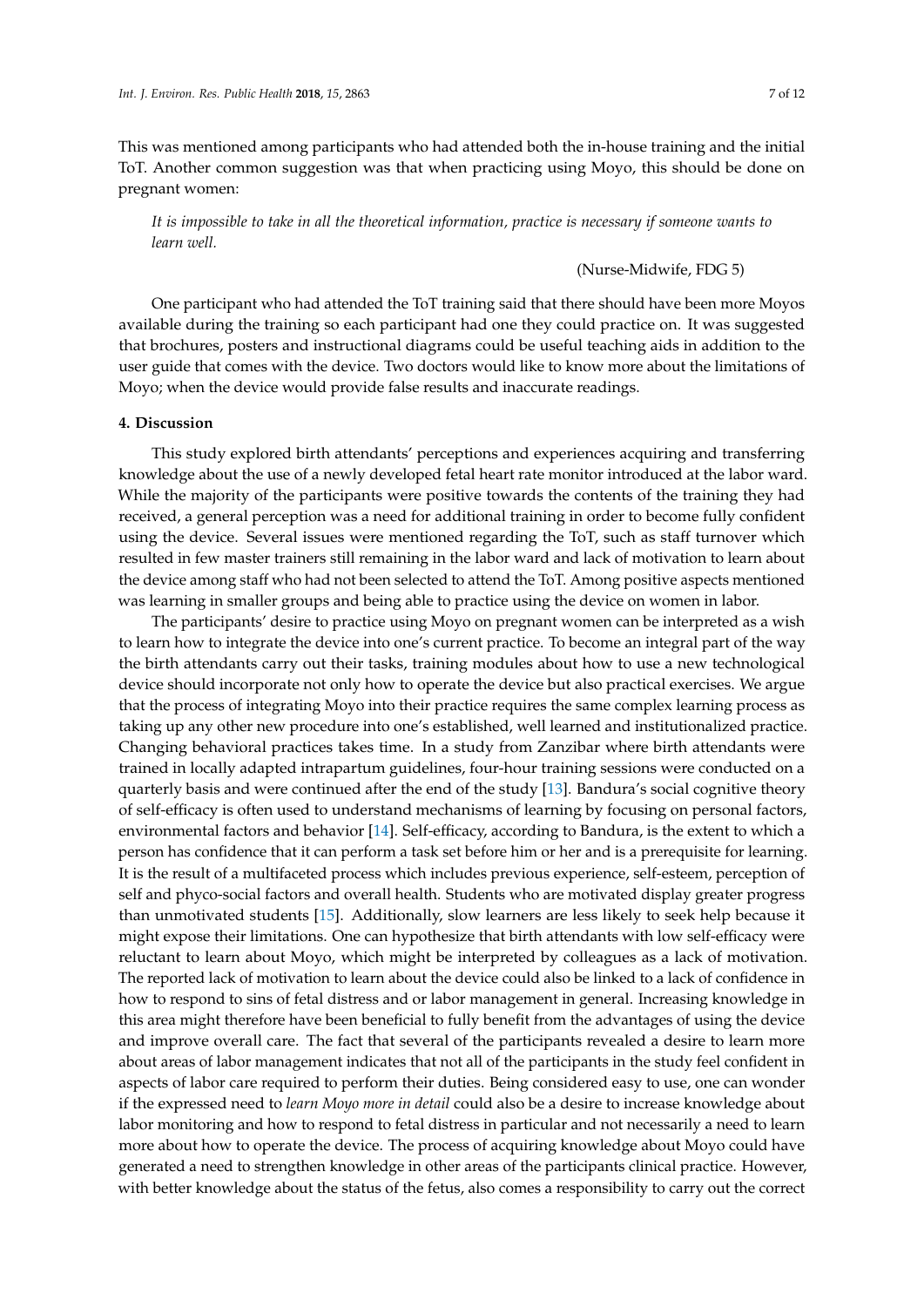This was mentioned among participants who had attended both the in-house training and the initial ToT. Another common suggestion was that when practicing using Moyo, this should be done on pregnant women:

> *It is impossible to take in all the theoretical information, practice is necessary if someone wants to learn well.*
>
> (Nurse-Midwife, FDG 5)

One participant who had attended the ToT training said that there should have been more Moyos available during the training so each participant had one they could practice on. It was suggested that brochures, posters and instructional diagrams could be useful teaching aids in addition to the user guide that comes with the device. Two doctors would like to know more about the limitations of Moyo; when the device would provide false results and inaccurate readings.

## 4. Discussion

This study explored birth attendants' perceptions and experiences acquiring and transferring knowledge about the use of a newly developed fetal heart rate monitor introduced at the labor ward. While the majority of the participants were positive towards the contents of the training they had received, a general perception was a need for additional training in order to become fully confident using the device. Several issues were mentioned regarding the ToT, such as staff turnover which resulted in few master trainers still remaining in the labor ward and lack of motivation to learn about the device among staff who had not been selected to attend the ToT. Among positive aspects mentioned was learning in smaller groups and being able to practice using the device on women in labor.

The participants' desire to practice using Moyo on pregnant women can be interpreted as a wish to learn how to integrate the device into one's current practice. To become an integral part of the way the birth attendants carry out their tasks, training modules about how to use a new technological device should incorporate not only how to operate the device but also practical exercises. We argue that the process of integrating Moyo into their practice requires the same complex learning process as taking up any other new procedure into one's established, well learned and institutionalized practice. Changing behavioral practices takes time. In a study from Zanzibar where birth attendants were trained in locally adapted intrapartum guidelines, four-hour training sessions were conducted on a quarterly basis and were continued after the end of the study [13]. Bandura's social cognitive theory of self-efficacy is often used to understand mechanisms of learning by focusing on personal factors, environmental factors and behavior [14]. Self-efficacy, according to Bandura, is the extent to which a person has confidence that it can perform a task set before him or her and is a prerequisite for learning. It is the result of a multifaceted process which includes previous experience, self-esteem, perception of self and phyco-social factors and overall health. Students who are motivated display greater progress than unmotivated students [15]. Additionally, slow learners are less likely to seek help because it might expose their limitations. One can hypothesize that birth attendants with low self-efficacy were reluctant to learn about Moyo, which might be interpreted by colleagues as a lack of motivation. The reported lack of motivation to learn about the device could also be linked to a lack of confidence in how to respond to sins of fetal distress and or labor management in general. Increasing knowledge in this area might therefore have been beneficial to fully benefit from the advantages of using the device and improve overall care. The fact that several of the participants revealed a desire to learn more about areas of labor management indicates that not all of the participants in the study feel confident in aspects of labor care required to perform their duties. Being considered easy to use, one can wonder if the expressed need to *learn Moyo more in detail* could also be a desire to increase knowledge about labor monitoring and how to respond to fetal distress in particular and not necessarily a need to learn more about how to operate the device. The process of acquiring knowledge about Moyo could have generated a need to strengthen knowledge in other areas of the participants clinical practice. However, with better knowledge about the status of the fetus, also comes a responsibility to carry out the correct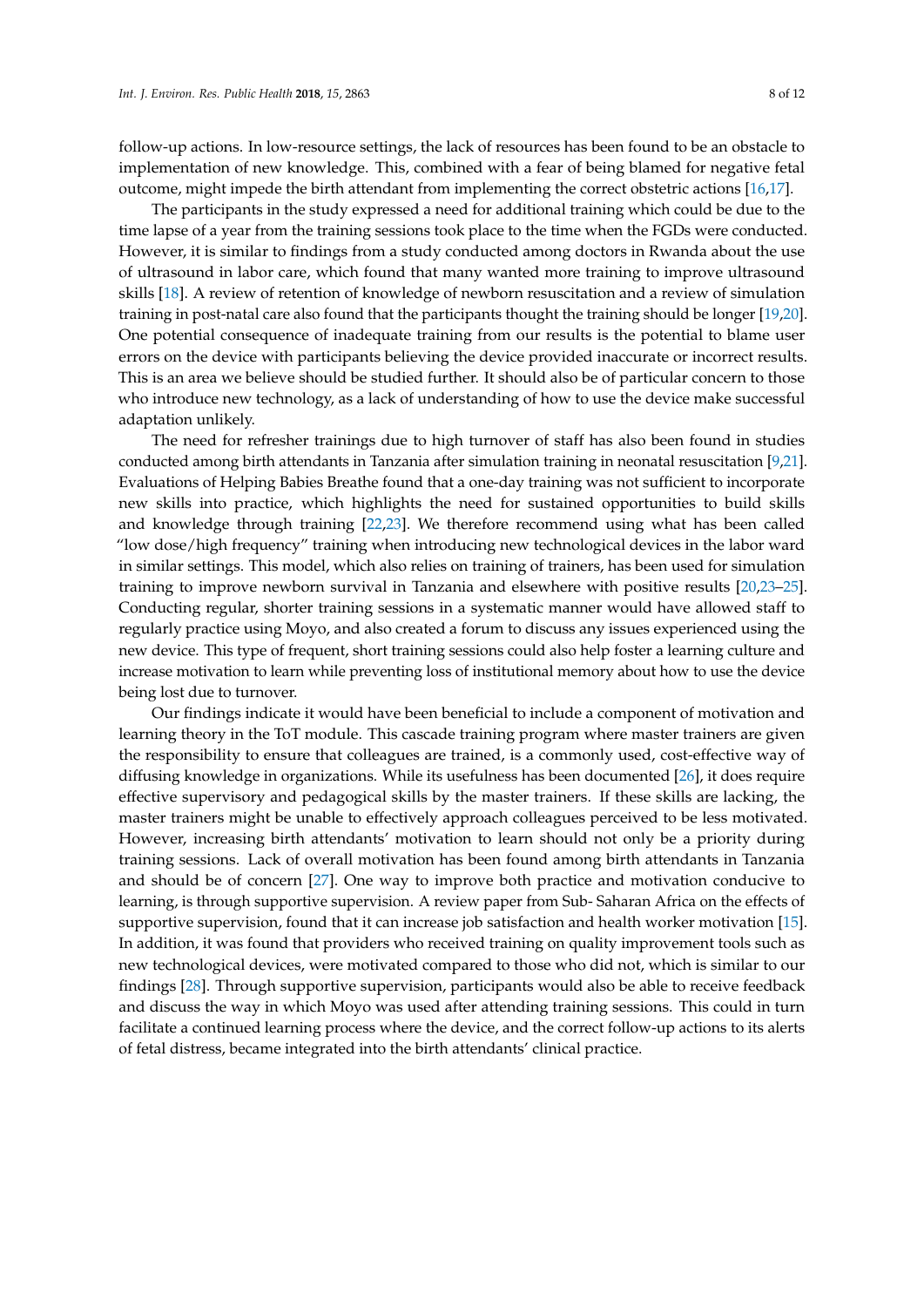follow-up actions. In low-resource settings, the lack of resources has been found to be an obstacle to implementation of new knowledge. This, combined with a fear of being blamed for negative fetal outcome, might impede the birth attendant from implementing the correct obstetric actions [16,17].

The participants in the study expressed a need for additional training which could be due to the time lapse of a year from the training sessions took place to the time when the FGDs were conducted. However, it is similar to findings from a study conducted among doctors in Rwanda about the use of ultrasound in labor care, which found that many wanted more training to improve ultrasound skills [18]. A review of retention of knowledge of newborn resuscitation and a review of simulation training in post-natal care also found that the participants thought the training should be longer [19,20]. One potential consequence of inadequate training from our results is the potential to blame user errors on the device with participants believing the device provided inaccurate or incorrect results. This is an area we believe should be studied further. It should also be of particular concern to those who introduce new technology, as a lack of understanding of how to use the device make successful adaptation unlikely.

The need for refresher trainings due to high turnover of staff has also been found in studies conducted among birth attendants in Tanzania after simulation training in neonatal resuscitation [9,21]. Evaluations of Helping Babies Breathe found that a one-day training was not sufficient to incorporate new skills into practice, which highlights the need for sustained opportunities to build skills and knowledge through training [22,23]. We therefore recommend using what has been called "low dose/high frequency" training when introducing new technological devices in the labor ward in similar settings. This model, which also relies on training of trainers, has been used for simulation training to improve newborn survival in Tanzania and elsewhere with positive results [20,23–25]. Conducting regular, shorter training sessions in a systematic manner would have allowed staff to regularly practice using Moyo, and also created a forum to discuss any issues experienced using the new device. This type of frequent, short training sessions could also help foster a learning culture and increase motivation to learn while preventing loss of institutional memory about how to use the device being lost due to turnover.

Our findings indicate it would have been beneficial to include a component of motivation and learning theory in the ToT module. This cascade training program where master trainers are given the responsibility to ensure that colleagues are trained, is a commonly used, cost-effective way of diffusing knowledge in organizations. While its usefulness has been documented [26], it does require effective supervisory and pedagogical skills by the master trainers. If these skills are lacking, the master trainers might be unable to effectively approach colleagues perceived to be less motivated. However, increasing birth attendants' motivation to learn should not only be a priority during training sessions. Lack of overall motivation has been found among birth attendants in Tanzania and should be of concern [27]. One way to improve both practice and motivation conducive to learning, is through supportive supervision. A review paper from Sub- Saharan Africa on the effects of supportive supervision, found that it can increase job satisfaction and health worker motivation [15]. In addition, it was found that providers who received training on quality improvement tools such as new technological devices, were motivated compared to those who did not, which is similar to our findings [28]. Through supportive supervision, participants would also be able to receive feedback and discuss the way in which Moyo was used after attending training sessions. This could in turn facilitate a continued learning process where the device, and the correct follow-up actions to its alerts of fetal distress, became integrated into the birth attendants' clinical practice.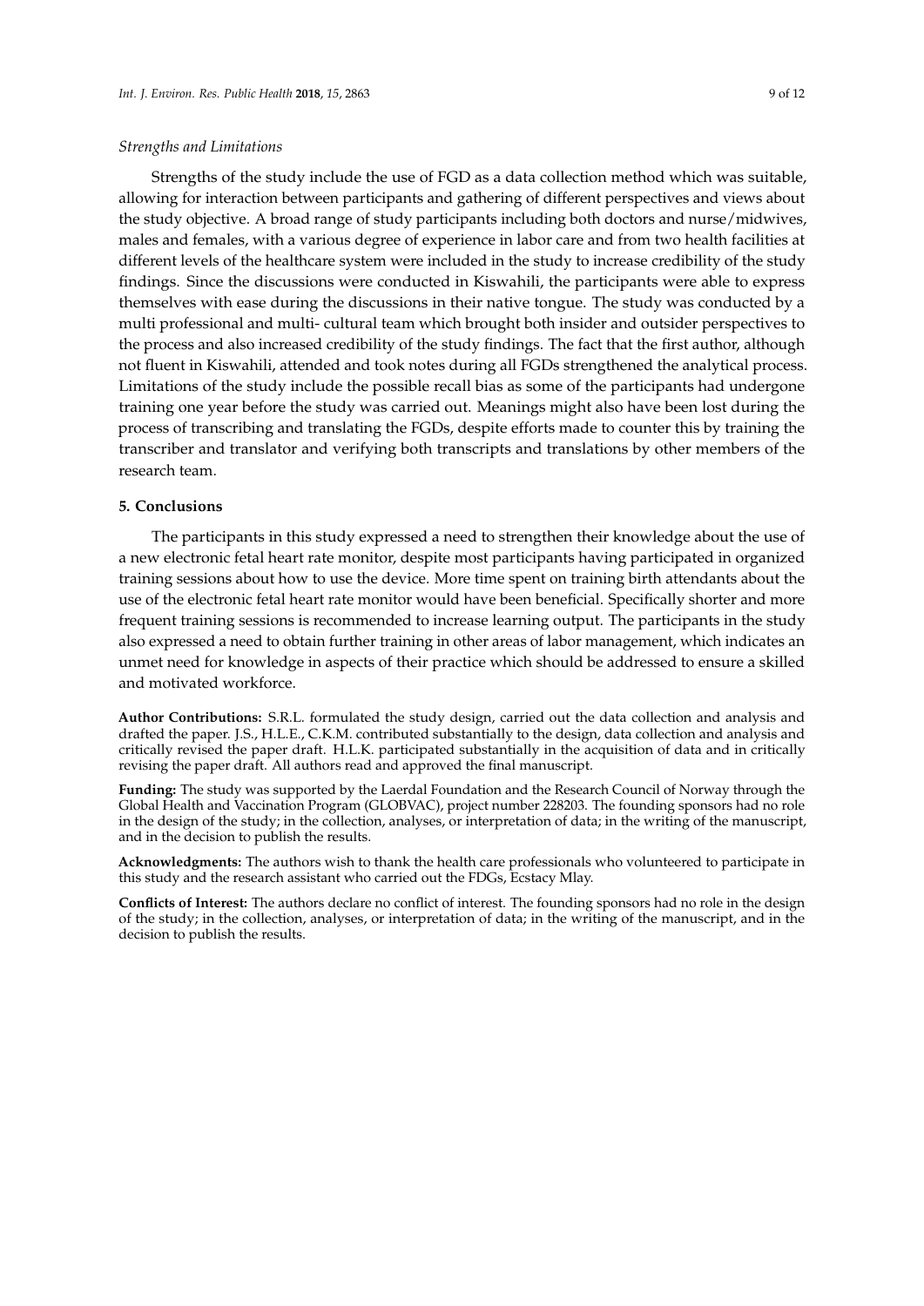*Strengths and Limitations*

Strengths of the study include the use of FGD as a data collection method which was suitable, allowing for interaction between participants and gathering of different perspectives and views about the study objective. A broad range of study participants including both doctors and nurse/midwives, males and females, with a various degree of experience in labor care and from two health facilities at different levels of the healthcare system were included in the study to increase credibility of the study findings. Since the discussions were conducted in Kiswahili, the participants were able to express themselves with ease during the discussions in their native tongue. The study was conducted by a multi professional and multi- cultural team which brought both insider and outsider perspectives to the process and also increased credibility of the study findings. The fact that the first author, although not fluent in Kiswahili, attended and took notes during all FGDs strengthened the analytical process. Limitations of the study include the possible recall bias as some of the participants had undergone training one year before the study was carried out. Meanings might also have been lost during the process of transcribing and translating the FGDs, despite efforts made to counter this by training the transcriber and translator and verifying both transcripts and translations by other members of the research team.

## 5. Conclusions

The participants in this study expressed a need to strengthen their knowledge about the use of a new electronic fetal heart rate monitor, despite most participants having participated in organized training sessions about how to use the device. More time spent on training birth attendants about the use of the electronic fetal heart rate monitor would have been beneficial. Specifically shorter and more frequent training sessions is recommended to increase learning output. The participants in the study also expressed a need to obtain further training in other areas of labor management, which indicates an unmet need for knowledge in aspects of their practice which should be addressed to ensure a skilled and motivated workforce.

**Author Contributions:** S.R.L. formulated the study design, carried out the data collection and analysis and drafted the paper. J.S., H.L.E., C.K.M. contributed substantially to the design, data collection and analysis and critically revised the paper draft. H.L.K. participated substantially in the acquisition of data and in critically revising the paper draft. All authors read and approved the final manuscript.

**Funding:** The study was supported by the Laerdal Foundation and the Research Council of Norway through the Global Health and Vaccination Program (GLOBVAC), project number 228203. The founding sponsors had no role in the design of the study; in the collection, analyses, or interpretation of data; in the writing of the manuscript, and in the decision to publish the results.

**Acknowledgments:** The authors wish to thank the health care professionals who volunteered to participate in this study and the research assistant who carried out the FDGs, Ecstacy Mlay.

**Conflicts of Interest:** The authors declare no conflict of interest. The founding sponsors had no role in the design of the study; in the collection, analyses, or interpretation of data; in the writing of the manuscript, and in the decision to publish the results.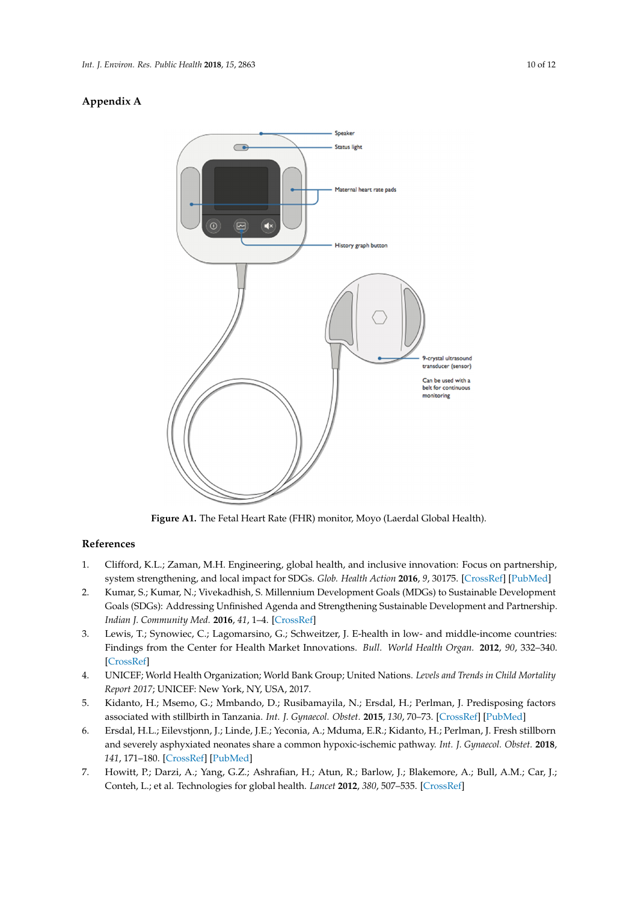## Appendix A

Figure A1. The Fetal Heart Rate (FHR) monitor, Moyo (Laerdal Global Health).

## References

1. Clifford, K.L.; Zaman, M.H. Engineering, global health, and inclusive innovation: Focus on partnership, system strengthening, and local impact for SDGs. *Glob. Health Action* **2016**, *9*, 30175. [CrossRef] [PubMed]
2. Kumar, S.; Kumar, N.; Vivekadhish, S. Millennium Development Goals (MDGs) to Sustainable Development Goals (SDGs): Addressing Unfinished Agenda and Strengthening Sustainable Development and Partnership. *Indian J. Community Med.* **2016**, *41*, 1–4. [CrossRef]
3. Lewis, T.; Synowiec, C.; Lagomarsino, G.; Schweitzer, J. E-health in low- and middle-income countries: Findings from the Center for Health Market Innovations. *Bull. World Health Organ.* **2012**, *90*, 332–340. [CrossRef]
4. UNICEF; World Health Organization; World Bank Group; United Nations. *Levels and Trends in Child Mortality Report 2017*; UNICEF: New York, NY, USA, 2017.
5. Kidanto, H.; Msemo, G.; Mmbando, D.; Rusibamayila, N.; Ersdal, H.; Perlman, J. Predisposing factors associated with stillbirth in Tanzania. *Int. J. Gynaecol. Obstet.* **2015**, *130*, 70–73. [CrossRef] [PubMed]
6. Ersdal, H.L.; Eilevstjonn, J.; Linde, J.E.; Yeconia, A.; Mduma, E.R.; Kidanto, H.; Perlman, J. Fresh stillborn and severely asphyxiated neonates share a common hypoxic-ischemic pathway. *Int. J. Gynaecol. Obstet.* **2018**, *141*, 171–180. [CrossRef] [PubMed]
7. Howitt, P.; Darzi, A.; Yang, G.Z.; Ashrafian, H.; Atun, R.; Barlow, J.; Blakemore, A.; Bull, A.M.; Car, J.; Conteh, L.; et al. Technologies for global health. *Lancet* **2012**, *380*, 507–535. [CrossRef]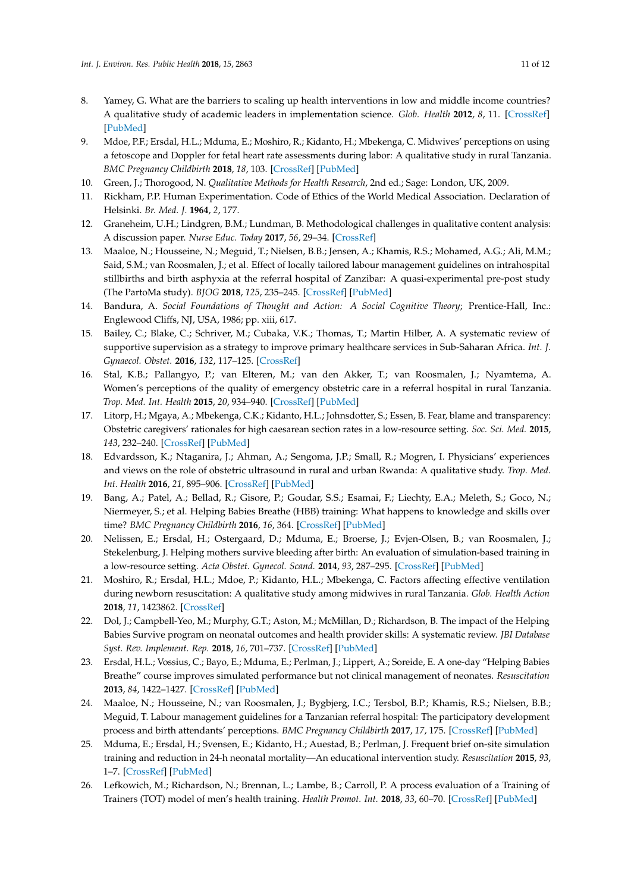8. Yamey, G. What are the barriers to scaling up health interventions in low and middle income countries? A qualitative study of academic leaders in implementation science. *Glob. Health* **2012**, *8*, 11. [CrossRef] [PubMed]
9. Mdoe, P.F.; Ersdal, H.L.; Mduma, E.; Moshiro, R.; Kidanto, H.; Mbekenga, C. Midwives' perceptions on using a fetoscope and Doppler for fetal heart rate assessments during labor: A qualitative study in rural Tanzania. *BMC Pregnancy Childbirth* **2018**, *18*, 103. [CrossRef] [PubMed]
10. Green, J.; Thorogood, N. *Qualitative Methods for Health Research*, 2nd ed.; Sage: London, UK, 2009.
11. Rickham, P.P. Human Experimentation. Code of Ethics of the World Medical Association. Declaration of Helsinki. *Br. Med. J.* **1964**, *2*, 177.
12. Graneheim, U.H.; Lindgren, B.M.; Lundman, B. Methodological challenges in qualitative content analysis: A discussion paper. *Nurse Educ. Today* **2017**, *56*, 29–34. [CrossRef]
13. Maaloe, N.; Housseine, N.; Meguid, T.; Nielsen, B.B.; Jensen, A.; Khamis, R.S.; Mohamed, A.G.; Ali, M.M.; Said, S.M.; van Roosmalen, J.; et al. Effect of locally tailored labour management guidelines on intrahospital stillbirths and birth asphyxia at the referral hospital of Zanzibar: A quasi-experimental pre-post study (The PartoMa study). *BJOG* **2018**, *125*, 235–245. [CrossRef] [PubMed]
14. Bandura, A. *Social Foundations of Thought and Action: A Social Cognitive Theory*; Prentice-Hall, Inc.: Englewood Cliffs, NJ, USA, 1986; pp. xiii, 617.
15. Bailey, C.; Blake, C.; Schriver, M.; Cubaka, V.K.; Thomas, T.; Martin Hilber, A. A systematic review of supportive supervision as a strategy to improve primary healthcare services in Sub-Saharan Africa. *Int. J. Gynaecol. Obstet.* **2016**, *132*, 117–125. [CrossRef]
16. Stal, K.B.; Pallangyo, P.; van Elteren, M.; van den Akker, T.; van Roosmalen, J.; Nyamtema, A. Women's perceptions of the quality of emergency obstetric care in a referral hospital in rural Tanzania. *Trop. Med. Int. Health* **2015**, *20*, 934–940. [CrossRef] [PubMed]
17. Litorp, H.; Mgaya, A.; Mbekenga, C.K.; Kidanto, H.L.; Johnsdotter, S.; Essen, B. Fear, blame and transparency: Obstetric caregivers' rationales for high caesarean section rates in a low-resource setting. *Soc. Sci. Med.* **2015**, *143*, 232–240. [CrossRef] [PubMed]
18. Edvardsson, K.; Ntaganira, J.; Ahman, A.; Sengoma, J.P.; Small, R.; Mogren, I. Physicians' experiences and views on the role of obstetric ultrasound in rural and urban Rwanda: A qualitative study. *Trop. Med. Int. Health* **2016**, *21*, 895–906. [CrossRef] [PubMed]
19. Bang, A.; Patel, A.; Bellad, R.; Gisore, P.; Goudar, S.S.; Esamai, F.; Liechty, E.A.; Meleth, S.; Goco, N.; Niermeyer, S.; et al. Helping Babies Breathe (HBB) training: What happens to knowledge and skills over time? *BMC Pregnancy Childbirth* **2016**, *16*, 364. [CrossRef] [PubMed]
20. Nelissen, E.; Ersdal, H.; Ostergaard, D.; Mduma, E.; Broerse, J.; Evjen-Olsen, B.; van Roosmalen, J.; Stekelenburg, J. Helping mothers survive bleeding after birth: An evaluation of simulation-based training in a low-resource setting. *Acta Obstet. Gynecol. Scand.* **2014**, *93*, 287–295. [CrossRef] [PubMed]
21. Moshiro, R.; Ersdal, H.L.; Mdoe, P.; Kidanto, H.L.; Mbekenga, C. Factors affecting effective ventilation during newborn resuscitation: A qualitative study among midwives in rural Tanzania. *Glob. Health Action* **2018**, *11*, 1423862. [CrossRef]
22. Dol, J.; Campbell-Yeo, M.; Murphy, G.T.; Aston, M.; McMillan, D.; Richardson, B. The impact of the Helping Babies Survive program on neonatal outcomes and health provider skills: A systematic review. *JBI Database Syst. Rev. Implement. Rep.* **2018**, *16*, 701–737. [CrossRef] [PubMed]
23. Ersdal, H.L.; Vossius, C.; Bayo, E.; Mduma, E.; Perlman, J.; Lippert, A.; Soreide, E. A one-day "Helping Babies Breathe" course improves simulated performance but not clinical management of neonates. *Resuscitation* **2013**, *84*, 1422–1427. [CrossRef] [PubMed]
24. Maaloe, N.; Housseine, N.; van Roosmalen, J.; Bygbjerg, I.C.; Tersbol, B.P.; Khamis, R.S.; Nielsen, B.B.; Meguid, T. Labour management guidelines for a Tanzanian referral hospital: The participatory development process and birth attendants' perceptions. *BMC Pregnancy Childbirth* **2017**, *17*, 175. [CrossRef] [PubMed]
25. Mduma, E.; Ersdal, H.; Svensen, E.; Kidanto, H.; Auestad, B.; Perlman, J. Frequent brief on-site simulation training and reduction in 24-h neonatal mortality—An educational intervention study. *Resuscitation* **2015**, *93*, 1–7. [CrossRef] [PubMed]
26. Lefkowich, M.; Richardson, N.; Brennan, L.; Lambe, B.; Carroll, P. A process evaluation of a Training of Trainers (TOT) model of men's health training. *Health Promot. Int.* **2018**, *33*, 60–70. [CrossRef] [PubMed]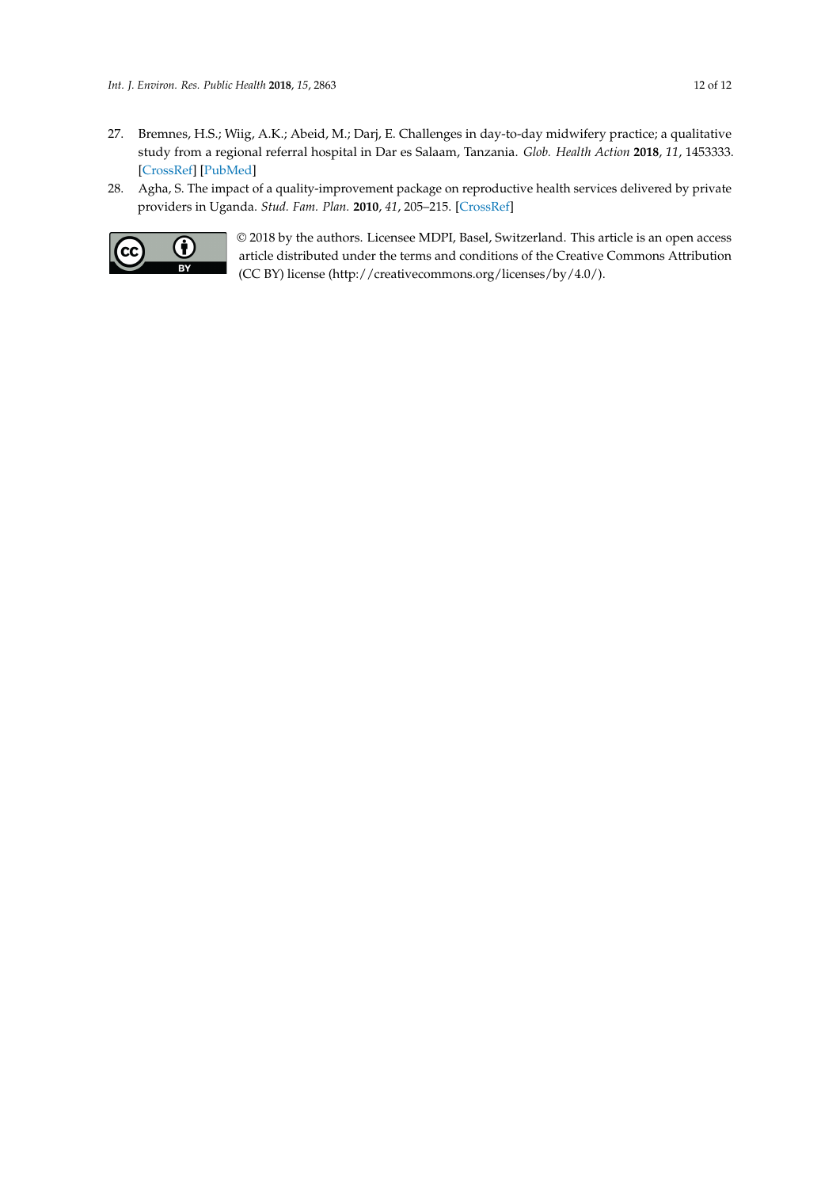27. Bremnes, H.S.; Wiig, A.K.; Abeid, M.; Darj, E. Challenges in day-to-day midwifery practice; a qualitative study from a regional referral hospital in Dar es Salaam, Tanzania. *Glob. Health Action* **2018**, *11*, 1453333. [CrossRef] [PubMed]
28. Agha, S. The impact of a quality-improvement package on reproductive health services delivered by private providers in Uganda. *Stud. Fam. Plan.* **2010**, *41*, 205–215. [CrossRef]

© 2018 by the authors. Licensee MDPI, Basel, Switzerland. This article is an open access article distributed under the terms and conditions of the Creative Commons Attribution (CC BY) license (http://creativecommons.org/licenses/by/4.0/).